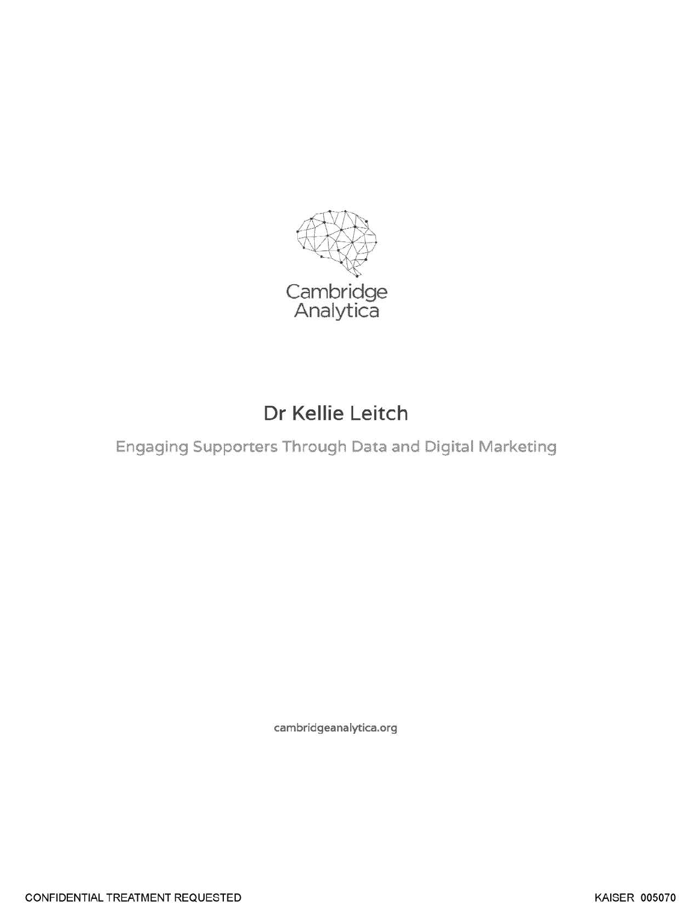Cambridge Analytica

# Dr Kellie Leitch

## Engaging Supporters Through Data and Digital Marketing

cambridgeanalytica.org

CONFIDENTIAL TREATMENT REQUESTED

KAISER 005070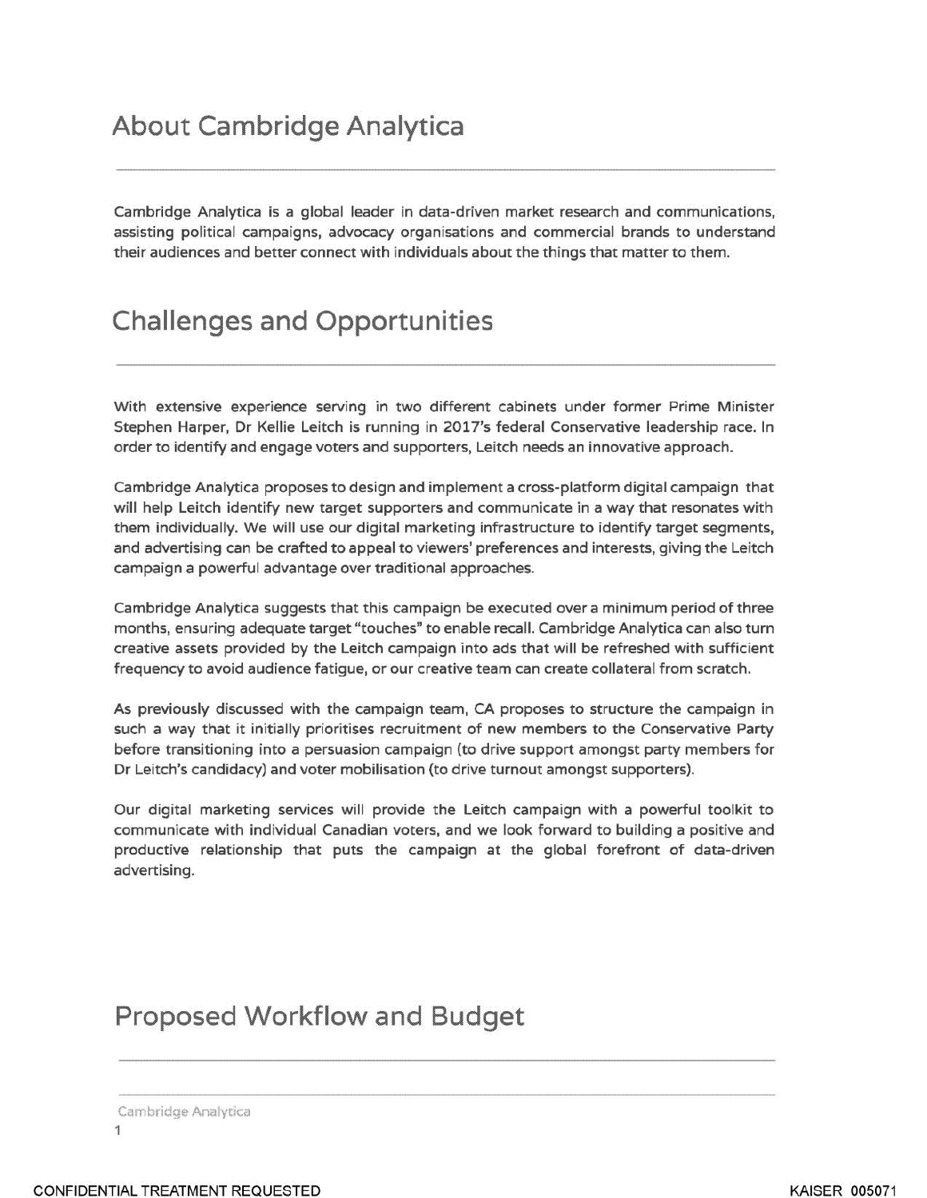## About Cambridge Analytica

Cambridge Analytica is a global leader in data-driven market research and communications, assisting political campaigns, advocacy organisations and commercial brands to understand their audiences and better connect with individuals about the things that matter to them.

## Challenges and Opportunities

With extensive experience serving in two different cabinets under former Prime Minister Stephen Harper, Dr Kellie Leitch is running in 2017's federal Conservative leadership race. In order to identify and engage voters and supporters, Leitch needs an innovative approach.

Cambridge Analytica proposes to design and implement a cross-platform digital campaign that will help Leitch identify new target supporters and communicate in a way that resonates with them individually. We will use our digital marketing infrastructure to identify target segments, and advertising can be crafted to appeal to viewers' preferences and interests, giving the Leitch campaign a powerful advantage over traditional approaches.

Cambridge Analytica suggests that this campaign be executed over a minimum period of three months, ensuring adequate target "touches" to enable recall. Cambridge Analytica can also turn creative assets provided by the Leitch campaign into ads that will be refreshed with sufficient frequency to avoid audience fatigue, or our creative team can create collateral from scratch.

As previously discussed with the campaign team, CA proposes to structure the campaign in such a way that it initially prioritises recruitment of new members to the Conservative Party before transitioning into a persuasion campaign (to drive support amongst party members for Dr Leitch's candidacy) and voter mobilisation (to drive turnout amongst supporters).

Our digital marketing services will provide the Leitch campaign with a powerful toolkit to communicate with individual Canadian voters, and we look forward to building a positive and productive relationship that puts the campaign at the global forefront of data-driven advertising.

## Proposed Workflow and Budget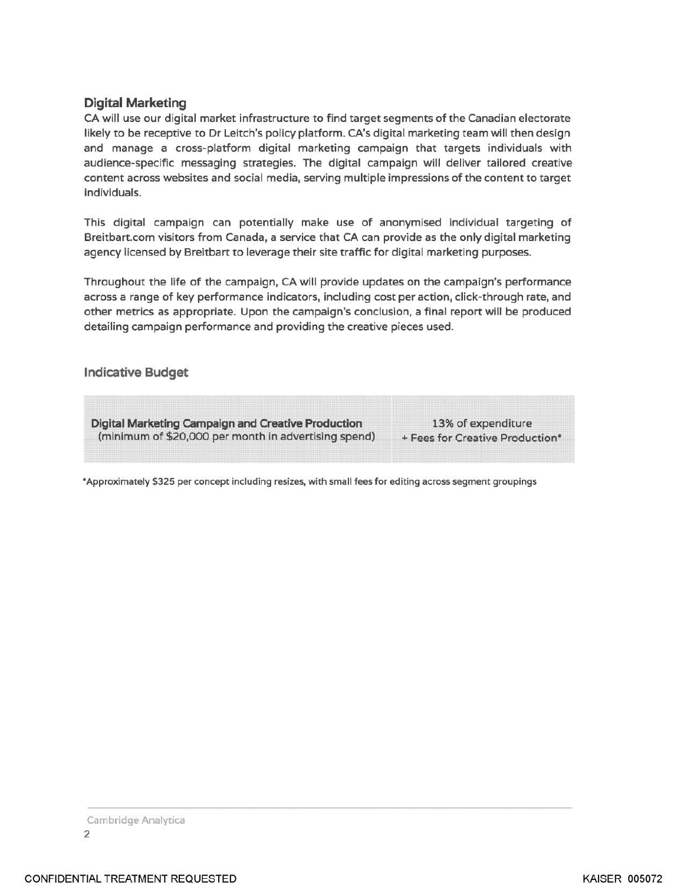## Digital Marketing

CA will use our digital market infrastructure to find target segments of the Canadian electorate likely to be receptive to Dr Leitch's policy platform. CA's digital marketing team will then design and manage a cross-platform digital marketing campaign that targets individuals with audience-specific messaging strategies. The digital campaign will deliver tailored creative content across websites and social media, serving multiple impressions of the content to target individuals.

This digital campaign can potentially make use of anonymised individual targeting of Breitbart.com visitors from Canada, a service that CA can provide as the only digital marketing agency licensed by Breitbart to leverage their site traffic for digital marketing purposes.

Throughout the life of the campaign, CA will provide updates on the campaign's performance across a range of key performance indicators, including cost per action, click-through rate, and other metrics as appropriate. Upon the campaign's conclusion, a final report will be produced detailing campaign performance and providing the creative pieces used.

### Indicative Budget

| | |
|---|---|
| **Digital Marketing Campaign and Creative Production** (minimum of $20,000 per month in advertising spend) | 13% of expenditure + Fees for Creative Production* |

*Approximately $325 per concept including resizes, with small fees for editing across segment groupings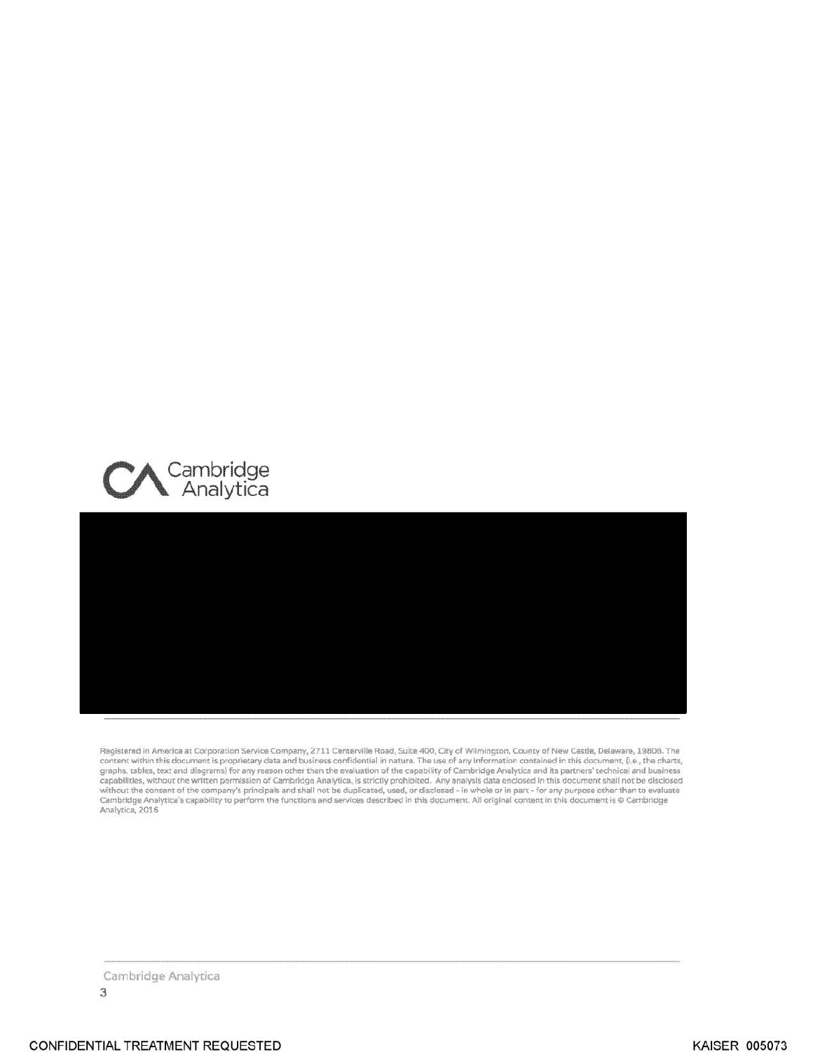Cambridge Analytica

Registered in America at Corporation Service Company, 2711 Centerville Road, Suite 400, City of Wilmington, County of New Castle, Delaware, 19808. The content within this document is proprietary data and business confidential in nature. The use of any information contained in this document, (i.e., the charts, graphs, tables, text and diagrams) for any reason other then the evaluation of the capability of Cambridge Analytica and its partners' technical and business capabilities, without the written permission of Cambridge Analytica, is strictly prohibited. Any analysis data enclosed in this document shall not be disclosed without the consent of the company's principals and shall not be duplicated, used, or disclosed - in whole or in part - for any purpose other than to evaluate Cambridge Analytica's capability to perform the functions and services described in this document. All original content in this document is © Cambridge Analytica, 2016

CONFIDENTIAL TREATMENT REQUESTED

KAISER 005073